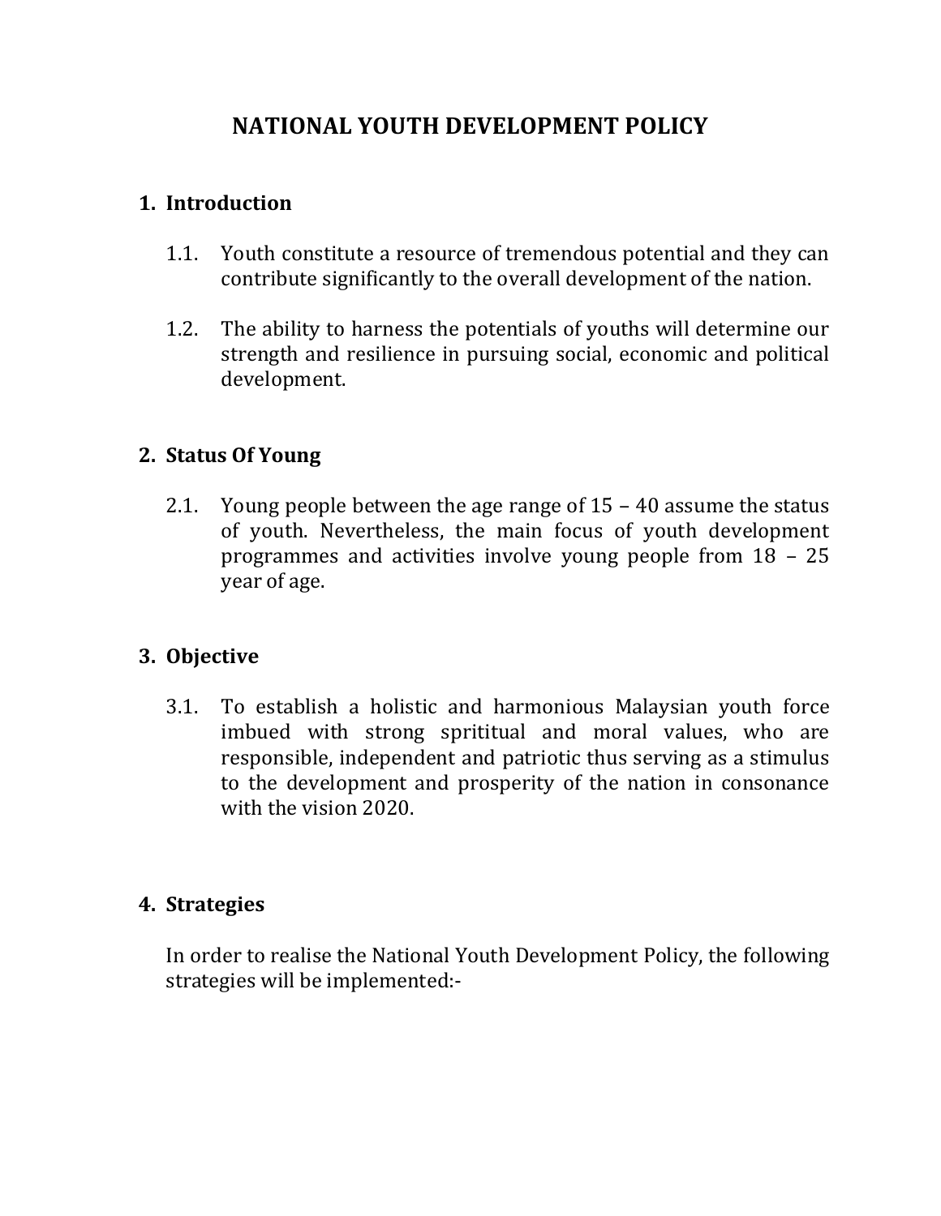# NATIONAL YOUTH DEVELOPMENT POLICY

## 1. Introduction

1.1. Youth constitute a resource of tremendous potential and they can contribute significantly to the overall development of the nation.

1.2. The ability to harness the potentials of youths will determine our strength and resilience in pursuing social, economic and political development.

## 2. Status Of Young

2.1. Young people between the age range of 15 – 40 assume the status of youth. Nevertheless, the main focus of youth development programmes and activities involve young people from 18 – 25 year of age.

## 3. Objective

3.1. To establish a holistic and harmonious Malaysian youth force imbued with strong sprititual and moral values, who are responsible, independent and patriotic thus serving as a stimulus to the development and prosperity of the nation in consonance with the vision 2020.

## 4. Strategies

In order to realise the National Youth Development Policy, the following strategies will be implemented:-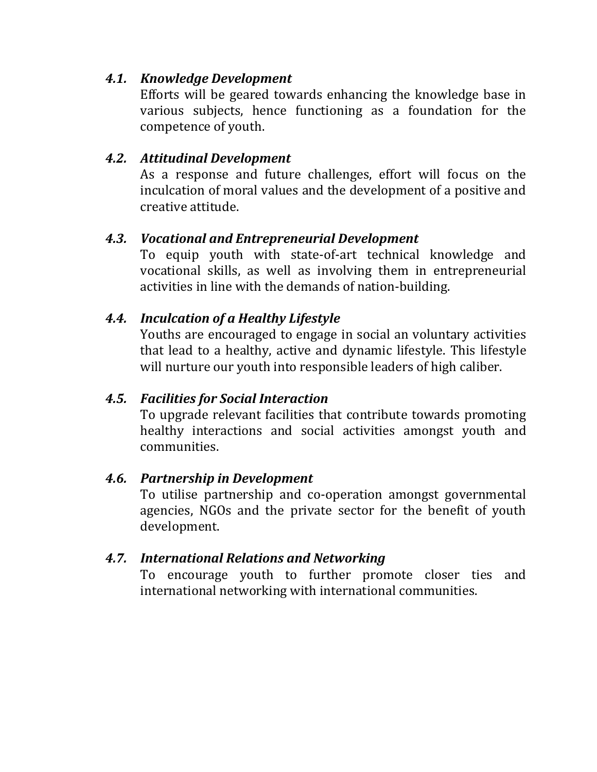### *4.1. Knowledge Development*

Efforts will be geared towards enhancing the knowledge base in various subjects, hence functioning as a foundation for the competence of youth.

### *4.2. Attitudinal Development*

As a response and future challenges, effort will focus on the inculcation of moral values and the development of a positive and creative attitude.

### *4.3. Vocational and Entrepreneurial Development*

To equip youth with state-of-art technical knowledge and vocational skills, as well as involving them in entrepreneurial activities in line with the demands of nation-building.

### *4.4. Inculcation of a Healthy Lifestyle*

Youths are encouraged to engage in social an voluntary activities that lead to a healthy, active and dynamic lifestyle. This lifestyle will nurture our youth into responsible leaders of high caliber.

### *4.5. Facilities for Social Interaction*

To upgrade relevant facilities that contribute towards promoting healthy interactions and social activities amongst youth and communities.

### *4.6. Partnership in Development*

To utilise partnership and co-operation amongst governmental agencies, NGOs and the private sector for the benefit of youth development.

### *4.7. International Relations and Networking*

To encourage youth to further promote closer ties and international networking with international communities.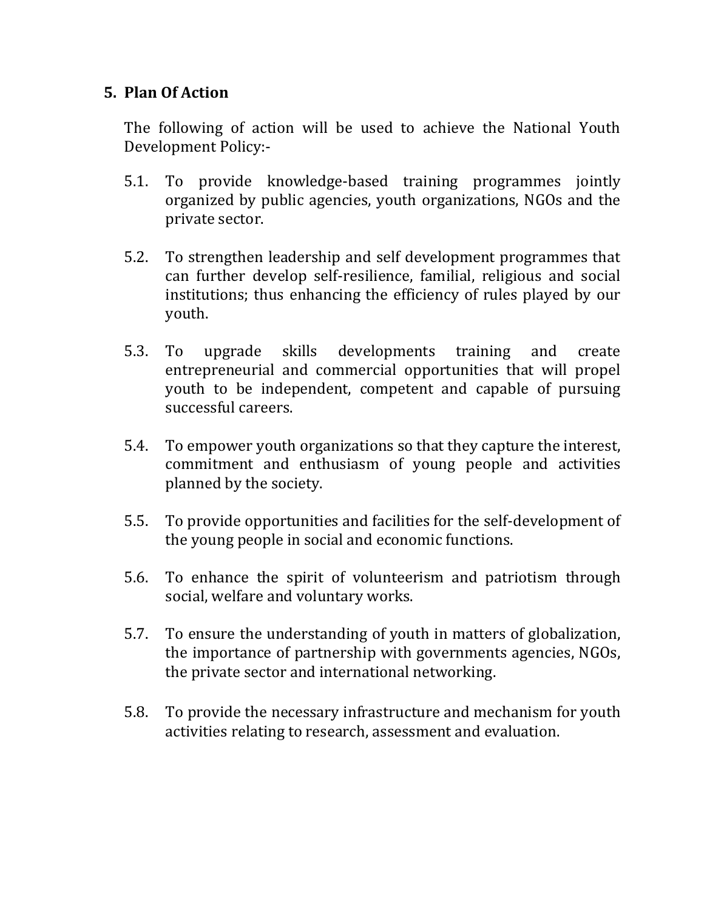## 5. Plan Of Action

The following of action will be used to achieve the National Youth Development Policy:-

5.1. To provide knowledge-based training programmes jointly organized by public agencies, youth organizations, NGOs and the private sector.

5.2. To strengthen leadership and self development programmes that can further develop self-resilience, familial, religious and social institutions; thus enhancing the efficiency of rules played by our youth.

5.3. To upgrade skills developments training and create entrepreneurial and commercial opportunities that will propel youth to be independent, competent and capable of pursuing successful careers.

5.4. To empower youth organizations so that they capture the interest, commitment and enthusiasm of young people and activities planned by the society.

5.5. To provide opportunities and facilities for the self-development of the young people in social and economic functions.

5.6. To enhance the spirit of volunteerism and patriotism through social, welfare and voluntary works.

5.7. To ensure the understanding of youth in matters of globalization, the importance of partnership with governments agencies, NGOs, the private sector and international networking.

5.8. To provide the necessary infrastructure and mechanism for youth activities relating to research, assessment and evaluation.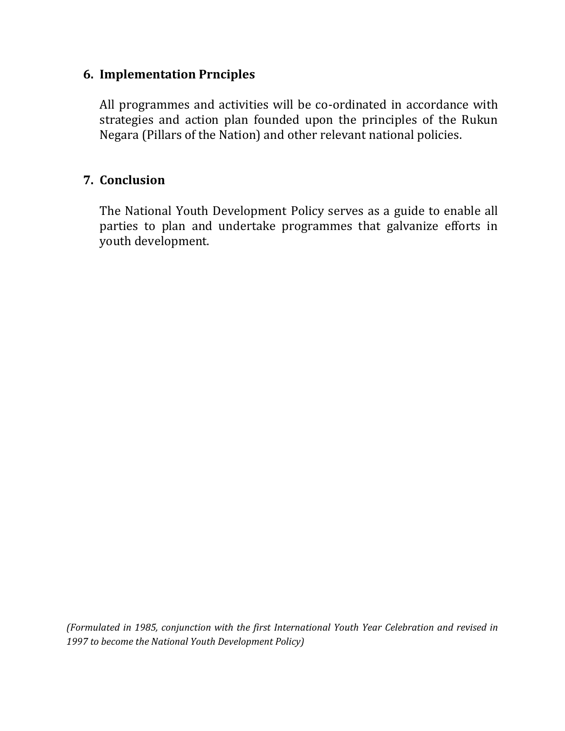## 6. Implementation Prnciples

All programmes and activities will be co-ordinated in accordance with strategies and action plan founded upon the principles of the Rukun Negara (Pillars of the Nation) and other relevant national policies.

## 7. Conclusion

The National Youth Development Policy serves as a guide to enable all parties to plan and undertake programmes that galvanize efforts in youth development.

*(Formulated in 1985, conjunction with the first International Youth Year Celebration and revised in 1997 to become the National Youth Development Policy)*